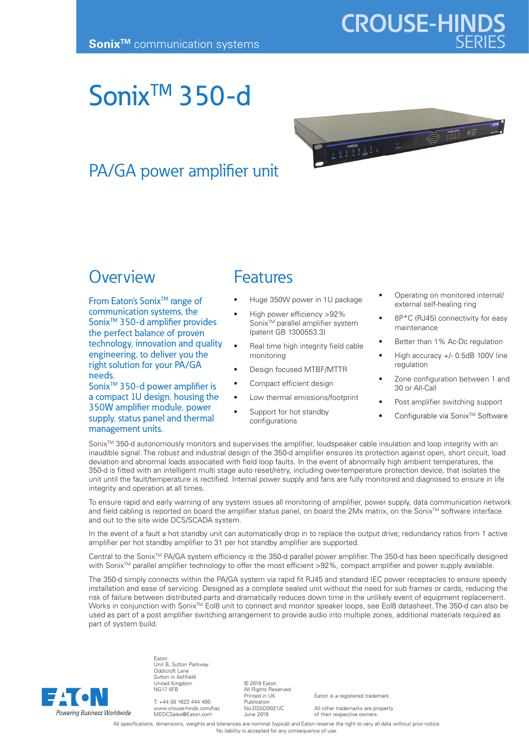**Sonix™** communication systems

CROUSE-HINDS SERIES

# Sonix™ 350-d

## PA/GA power amplifier unit

## Overview

From Eaton's Sonix™ range of communication systems, the Sonix™ 350-d amplifier provides the perfect balance of proven technology, innovation and quality engineering, to deliver you the right solution for your PA/GA needs.

Sonix™ 350-d power amplifier is a compact 1U design, housing the 350W amplifier module, power supply, status panel and thermal management units.

## Features

- Huge 350W power in 1U package
- High power efficiency >92% Sonix™ parallel amplifier system (patent GB 1300553.3)
- Real time high integrity field cable monitoring
- Design focused MTBF/MTTR
- Compact efficient design
- Low thermal emissions/footprint
- Support for hot standby configurations
- Operating on monitored internal/ external self-healing ring
- 8P*C (RJ45) connectivity for easy maintenance
- Better than 1% Ac-Dc regulation
- High accuracy +/- 0.5dB 100V line regulation
- Zone configuration between 1 and 30 or All-Call
- Post amplifier switching support
- Configurable via Sonix™ Software

Sonix™ 350-d autonomously monitors and supervises the amplifier, loudspeaker cable insulation and loop integrity with an inaudible signal. The robust and industrial design of the 350-d amplifier ensures its protection against open, short circuit, load deviation and abnormal loads associated with field loop faults. In the event of abnormally high ambient temperatures, the 350-d is fitted with an intelligent multi stage auto reset/retry, including over-temperature protection device, that isolates the unit until the fault/temperature is rectified. Internal power supply and fans are fully monitored and diagnosed to ensure in life integrity and operation at all times.

To ensure rapid and early warning of any system issues all monitoring of amplifier, power supply, data communication network and field cabling is reported on board the amplifier status panel, on board the 2Mx matrix, on the Sonix™ software interface and out to the site wide DCS/SCADA system.

In the event of a fault a hot standby unit can automatically drop in to replace the output drive; redundancy ratios from 1 active amplifier per hot standby amplifier to 31 per hot standby amplifier are supported.

Central to the Sonix™ PA/GA system efficiency is the 350-d parallel power amplifier. The 350-d has been specifically designed with Sonix™ parallel amplifier technology to offer the most efficient >92%, compact amplifier and power supply available.

The 350-d simply connects within the PA/GA system via rapid fit RJ45 and standard IEC power receptacles to ensure speedy installation and ease of servicing. Designed as a complete sealed unit without the need for sub frames or cards, reducing the risk of failure between distributed parts and dramatically reduces down time in the unlikely event of equipment replacement. Works in conjunction with Sonix™ Eol8 unit to connect and monitor speaker loops, see Eol8 datasheet. The 350-d can also be used as part of a post amplifier switching arrangement to provide audio into multiple zones, additional materials required as part of system build.

EATON
*Powering Business Worldwide*

Eaton
Unit B, Sutton Parkway
Oddicroft Lane
Sutton in Ashfield
United Kingdom
NG17 5FB

T: +44 (0) 1623 444 400
www.crouse-hinds.com/hac
MEDCSales@Eaton.com

© 2019 Eaton
All Rights Reserved
Printed in UK
Publication
No.DSSO0021/C
June 2019

Eaton is a registered trademark.

All other trademarks are property of their respective owners.

All specifications, dimensions, weights and tolerances are nominal (typical) and Eaton reserve the right to vary all data without prior notice. No liability is accepted for any consequence of use.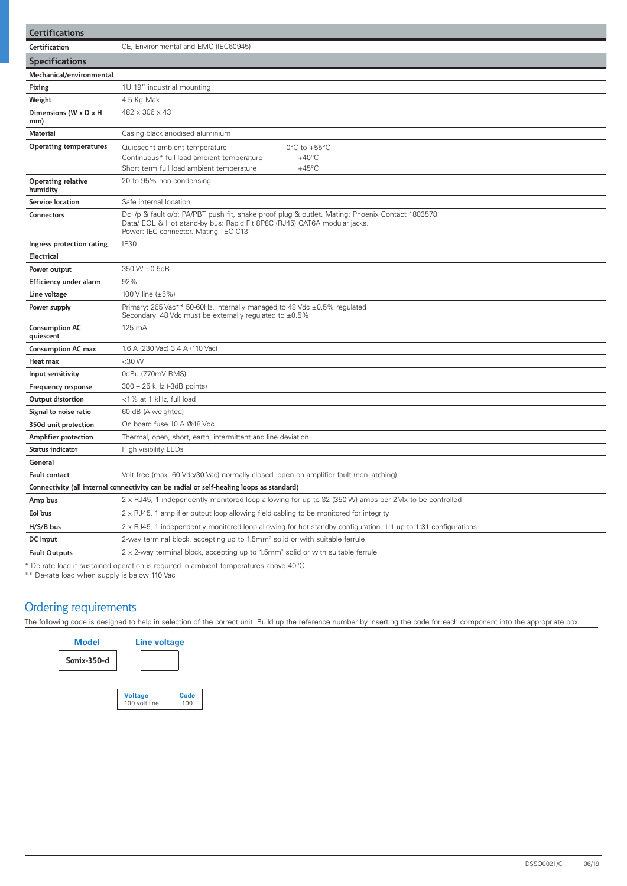## Certifications

| | |
|---|---|
| **Certification** | CE, Environmental and EMC (IEC60945) |

## Specifications

| | |
|---|---|
| **Mechanical/environmental** | |
| **Fixing** | 1U 19" industrial mounting |
| **Weight** | 4.5 Kg Max |
| **Dimensions (W x D x H mm)** | 482 x 306 x 43 |
| **Material** | Casing black anodised aluminium |
| **Operating temperatures** | Quiescent ambient temperature 0°C to +55°C<br>Continuous* full load ambient temperature +40°C<br>Short term full load ambient temperature +45°C |
| **Operating relative humidity** | 20 to 95% non-condensing |
| **Service location** | Safe internal location |
| **Connectors** | Dc i/p & fault o/p: PA/PBT push fit, shake proof plug & outlet. Mating: Phoenix Contact 1803578.<br>Data/ EOL & Hot stand-by bus: Rapid Fit 8P8C (RJ45) CAT6A modular jacks.<br>Power: IEC connector. Mating: IEC C13 |
| **Ingress protection rating** | IP30 |
| **Electrical** | |
| **Power output** | 350 W ±0.5dB |
| **Efficiency under alarm** | 92% |
| **Line voltage** | 100 V line (±5%) |
| **Power supply** | Primary: 265 Vac** 50-60Hz. internally managed to 48 Vdc ±0.5% regulated<br>Secondary: 48 Vdc must be externally regulated to ±0.5% |
| **Consumption AC quiescent** | 125 mA |
| **Consumption AC max** | 1.6 A (230 Vac) 3.4 A (110 Vac) |
| **Heat max** | <30 W |
| **Input sensitivity** | 0dBu (770mV RMS) |
| **Frequency response** | 300 – 25 kHz (-3dB points) |
| **Output distortion** | <1% at 1 kHz, full load |
| **Signal to noise ratio** | 60 dB (A-weighted) |
| **350d unit protection** | On board fuse 10 A @48 Vdc |
| **Amplifier protection** | Thermal, open, short, earth, intermittent and line deviation |
| **Status indicator** | High visibility LEDs |
| **General** | |
| **Fault contact** | Volt free (max. 60 Vdc/30 Vac) normally closed, open on amplifier fault (non-latching) |
| **Connectivity (all internal connectivity can be radial or self-healing loops as standard)** | |
| **Amp bus** | 2 x RJ45, 1 independently monitored loop allowing for up to 32 (350 W) amps per 2Mx to be controlled |
| **Eol bus** | 2 x RJ45, 1 amplifier output loop allowing field cabling to be monitored for integrity |
| **H/S/B bus** | 2 x RJ45, 1 independently monitored loop allowing for hot standby configuration. 1:1 up to 1:31 configurations |
| **DC Input** | 2-way terminal block, accepting up to 1.5mm² solid or with suitable ferrule |
| **Fault Outputs** | 2 x 2-way terminal block, accepting up to 1.5mm² solid or with suitable ferrule |

* De-rate load if sustained operation is required in ambient temperatures above 40°C
** De-rate load when supply is below 110 Vac

## Ordering requirements

The following code is designed to help in selection of the correct unit. Build up the reference number by inserting the code for each component into the appropriate box.

**Model**: Sonix-350-d

**Line voltage**

| Voltage | Code |
|---|---|
| 100 volt line | 100 |

DSSO0021/C 06/19